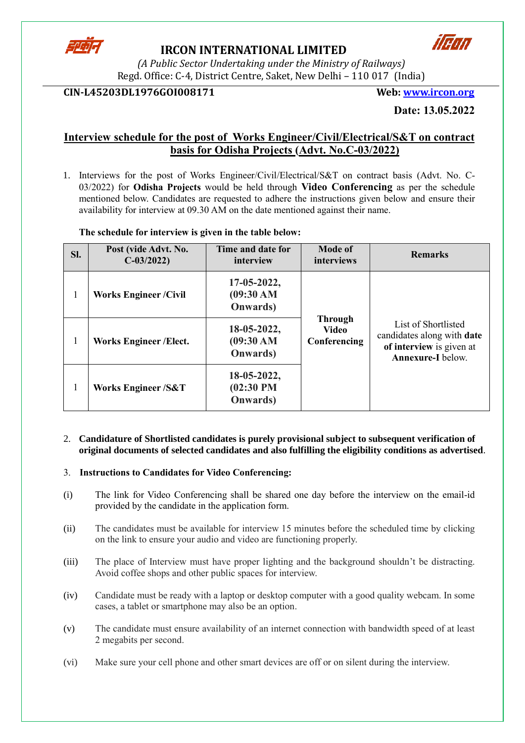# IRCON INTERNATIONAL LIMITED

*(A Public Sector Undertaking under the Ministry of Railways)*

Regd. Office: C-4, District Centre, Saket, New Delhi – 110 017 (India)

**CIN-L45203DL1976GOI008171** **Web: www.ircon.org**

**Date: 13.05.2022**

## Interview schedule for the post of Works Engineer/Civil/Electrical/S&T on contract basis for Odisha Projects (Advt. No.C-03/2022)

1. Interviews for the post of Works Engineer/Civil/Electrical/S&T on contract basis (Advt. No. C-03/2022) for **Odisha Projects** would be held through **Video Conferencing** as per the schedule mentioned below. Candidates are requested to adhere the instructions given below and ensure their availability for interview at 09.30 AM on the date mentioned against their name.

**The schedule for interview is given in the table below:**

| Sl. | Post (vide Advt. No. C-03/2022) | Time and date for interview | Mode of interviews | Remarks |
|---|---|---|---|---|
| 1 | **Works Engineer /Civil** | **17-05-2022, (09:30 AM Onwards)** | **Through Video Conferencing** | List of Shortlisted candidates along with **date of interview** is given at **Annexure-I** below. |
| 1 | **Works Engineer /Elect.** | **18-05-2022, (09:30 AM Onwards)** | | |
| 1 | **Works Engineer /S&T** | **18-05-2022, (02:30 PM Onwards)** | | |

2. **Candidature of Shortlisted candidates is purely provisional subject to subsequent verification of original documents of selected candidates and also fulfilling the eligibility conditions as advertised**.

3. **Instructions to Candidates for Video Conferencing:**

(i) The link for Video Conferencing shall be shared one day before the interview on the email-id provided by the candidate in the application form.

(ii) The candidates must be available for interview 15 minutes before the scheduled time by clicking on the link to ensure your audio and video are functioning properly.

(iii) The place of Interview must have proper lighting and the background shouldn't be distracting. Avoid coffee shops and other public spaces for interview.

(iv) Candidate must be ready with a laptop or desktop computer with a good quality webcam. In some cases, a tablet or smartphone may also be an option.

(v) The candidate must ensure availability of an internet connection with bandwidth speed of at least 2 megabits per second.

(vi) Make sure your cell phone and other smart devices are off or on silent during the interview.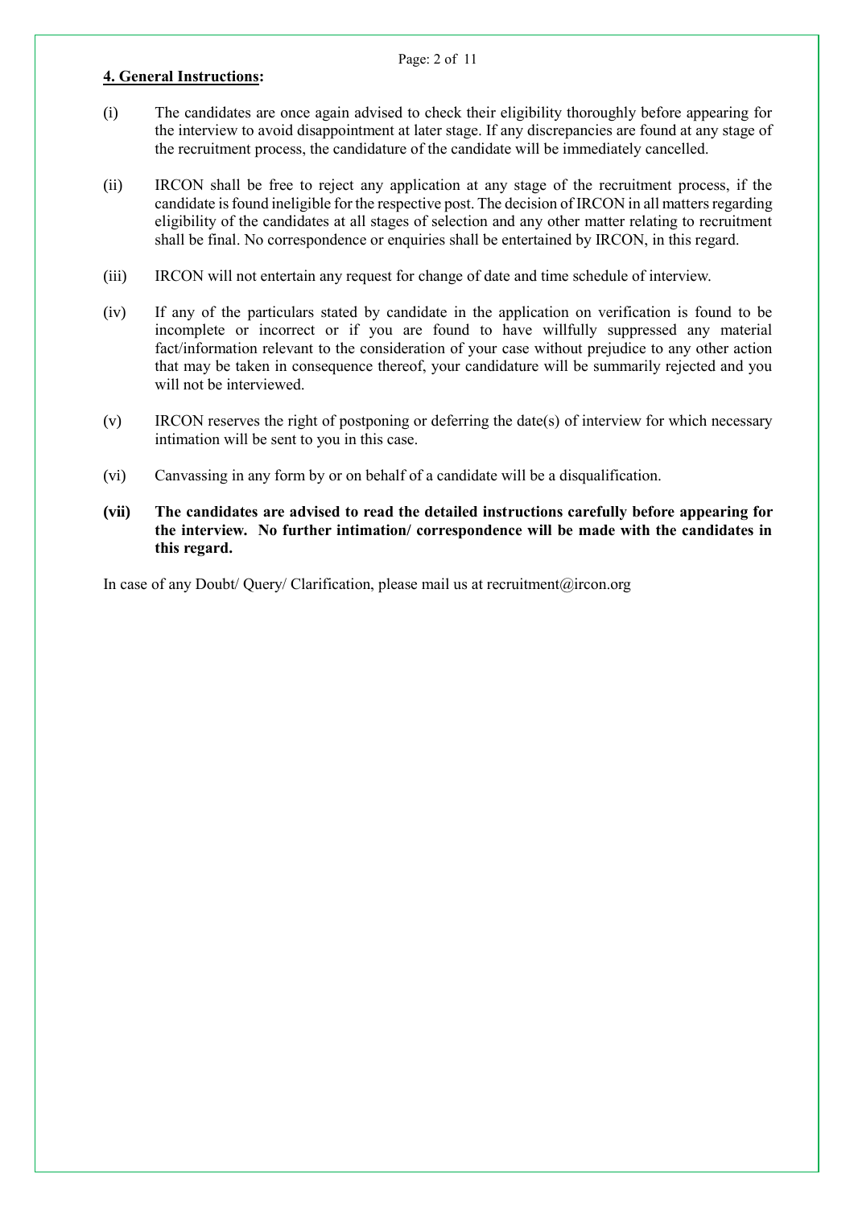## 4. General Instructions:

(i) The candidates are once again advised to check their eligibility thoroughly before appearing for the interview to avoid disappointment at later stage. If any discrepancies are found at any stage of the recruitment process, the candidature of the candidate will be immediately cancelled.

(ii) IRCON shall be free to reject any application at any stage of the recruitment process, if the candidate is found ineligible for the respective post. The decision of IRCON in all matters regarding eligibility of the candidates at all stages of selection and any other matter relating to recruitment shall be final. No correspondence or enquiries shall be entertained by IRCON, in this regard.

(iii) IRCON will not entertain any request for change of date and time schedule of interview.

(iv) If any of the particulars stated by candidate in the application on verification is found to be incomplete or incorrect or if you are found to have willfully suppressed any material fact/information relevant to the consideration of your case without prejudice to any other action that may be taken in consequence thereof, your candidature will be summarily rejected and you will not be interviewed.

(v) IRCON reserves the right of postponing or deferring the date(s) of interview for which necessary intimation will be sent to you in this case.

(vi) Canvassing in any form by or on behalf of a candidate will be a disqualification.

**(vii) The candidates are advised to read the detailed instructions carefully before appearing for the interview. No further intimation/ correspondence will be made with the candidates in this regard.**

In case of any Doubt/ Query/ Clarification, please mail us at recruitment@ircon.org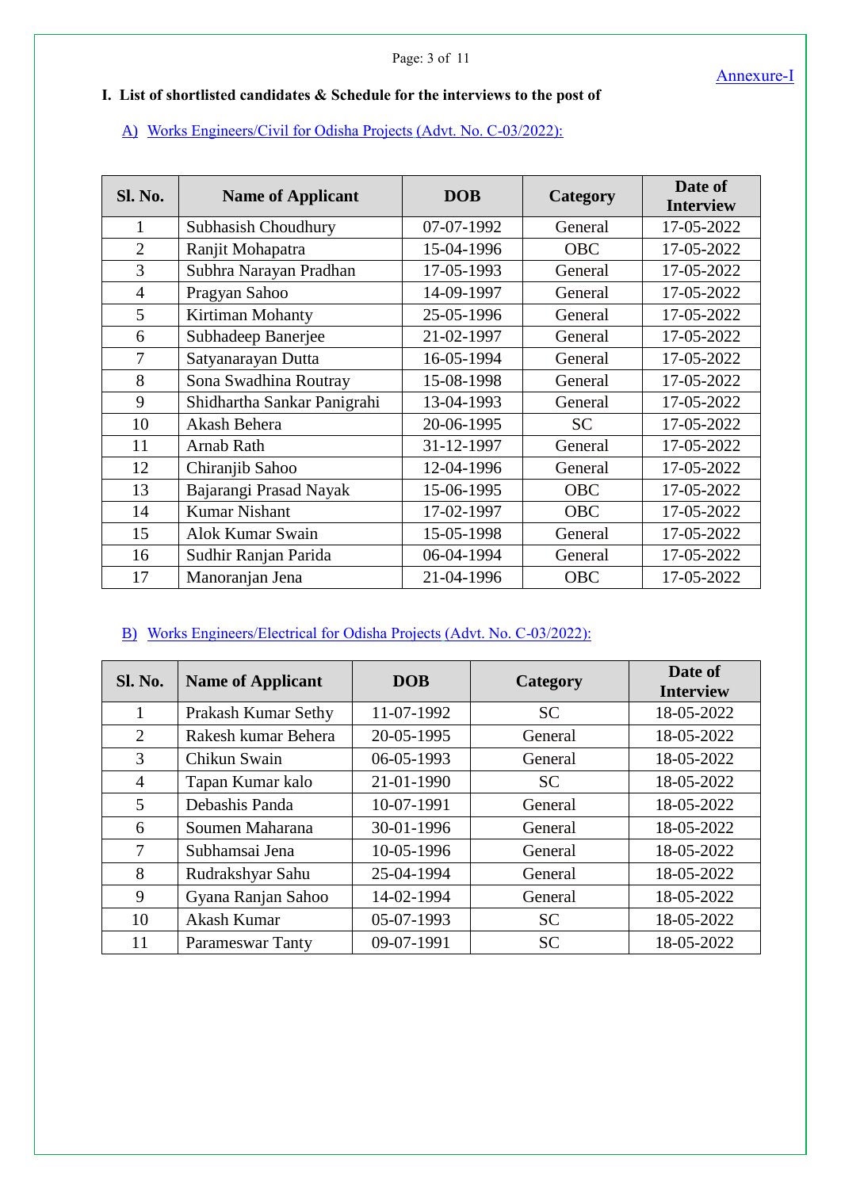Annexure-I

**I. List of shortlisted candidates & Schedule for the interviews to the post of**

A) Works Engineers/Civil for Odisha Projects (Advt. No. C-03/2022):

| Sl. No. | Name of Applicant | DOB | Category | Date of Interview |
|---|---|---|---|---|
| 1 | Subhasish Choudhury | 07-07-1992 | General | 17-05-2022 |
| 2 | Ranjit Mohapatra | 15-04-1996 | OBC | 17-05-2022 |
| 3 | Subhra Narayan Pradhan | 17-05-1993 | General | 17-05-2022 |
| 4 | Pragyan Sahoo | 14-09-1997 | General | 17-05-2022 |
| 5 | Kirtiman Mohanty | 25-05-1996 | General | 17-05-2022 |
| 6 | Subhadeep Banerjee | 21-02-1997 | General | 17-05-2022 |
| 7 | Satyanarayan Dutta | 16-05-1994 | General | 17-05-2022 |
| 8 | Sona Swadhina Routray | 15-08-1998 | General | 17-05-2022 |
| 9 | Shidhartha Sankar Panigrahi | 13-04-1993 | General | 17-05-2022 |
| 10 | Akash Behera | 20-06-1995 | SC | 17-05-2022 |
| 11 | Arnab Rath | 31-12-1997 | General | 17-05-2022 |
| 12 | Chiranjib Sahoo | 12-04-1996 | General | 17-05-2022 |
| 13 | Bajarangi Prasad Nayak | 15-06-1995 | OBC | 17-05-2022 |
| 14 | Kumar Nishant | 17-02-1997 | OBC | 17-05-2022 |
| 15 | Alok Kumar Swain | 15-05-1998 | General | 17-05-2022 |
| 16 | Sudhir Ranjan Parida | 06-04-1994 | General | 17-05-2022 |
| 17 | Manoranjan Jena | 21-04-1996 | OBC | 17-05-2022 |

B) Works Engineers/Electrical for Odisha Projects (Advt. No. C-03/2022):

| Sl. No. | Name of Applicant | DOB | Category | Date of Interview |
|---|---|---|---|---|
| 1 | Prakash Kumar Sethy | 11-07-1992 | SC | 18-05-2022 |
| 2 | Rakesh kumar Behera | 20-05-1995 | General | 18-05-2022 |
| 3 | Chikun Swain | 06-05-1993 | General | 18-05-2022 |
| 4 | Tapan Kumar kalo | 21-01-1990 | SC | 18-05-2022 |
| 5 | Debashis Panda | 10-07-1991 | General | 18-05-2022 |
| 6 | Soumen Maharana | 30-01-1996 | General | 18-05-2022 |
| 7 | Subhamsai Jena | 10-05-1996 | General | 18-05-2022 |
| 8 | Rudrakshyar Sahu | 25-04-1994 | General | 18-05-2022 |
| 9 | Gyana Ranjan Sahoo | 14-02-1994 | General | 18-05-2022 |
| 10 | Akash Kumar | 05-07-1993 | SC | 18-05-2022 |
| 11 | Parameswar Tanty | 09-07-1991 | SC | 18-05-2022 |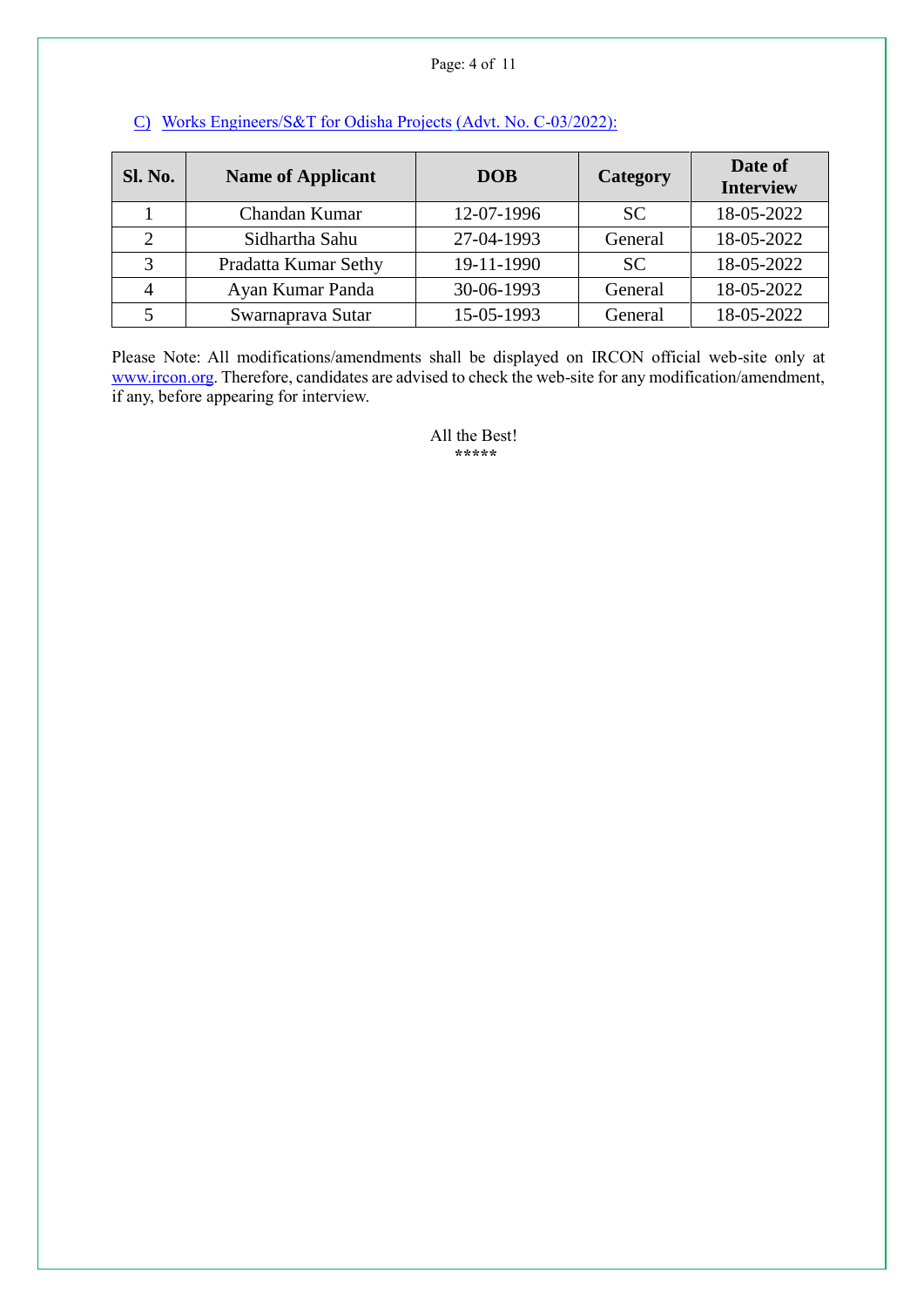### C) Works Engineers/S&T for Odisha Projects (Advt. No. C-03/2022):

| Sl. No. | Name of Applicant | DOB | Category | Date of Interview |
|---|---|---|---|---|
| 1 | Chandan Kumar | 12-07-1996 | SC | 18-05-2022 |
| 2 | Sidhartha Sahu | 27-04-1993 | General | 18-05-2022 |
| 3 | Pradatta Kumar Sethy | 19-11-1990 | SC | 18-05-2022 |
| 4 | Ayan Kumar Panda | 30-06-1993 | General | 18-05-2022 |
| 5 | Swarnaprava Sutar | 15-05-1993 | General | 18-05-2022 |

Please Note: All modifications/amendments shall be displayed on IRCON official web-site only at www.ircon.org. Therefore, candidates are advised to check the web-site for any modification/amendment, if any, before appearing for interview.

All the Best!

*****